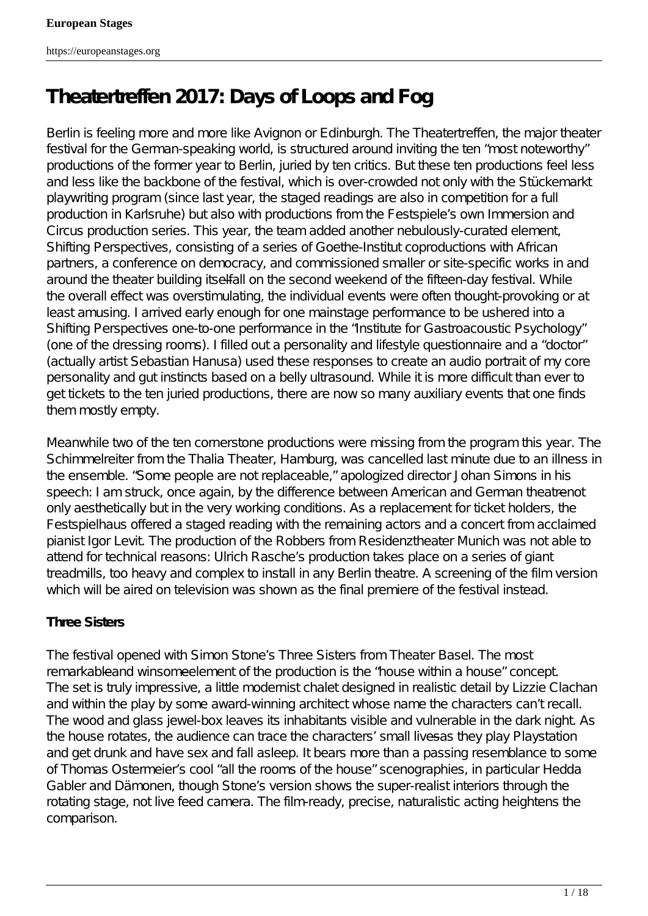# Theatertreffen 2017: Days of Loops and Fog

Berlin is feeling more and more like Avignon or Edinburgh. The Theatertreffen, the major theater festival for the German-speaking world, is structured around inviting the ten "most noteworthy" productions of the former year to Berlin, juried by ten critics. But these ten productions feel less and less like the backbone of the festival, which is over-crowded not only with the Stückemarkt playwriting program (since last year, the staged readings are also in competition for a full production in Karlsruhe) but also with productions from the Festspiele's own Immersion and Circus production series. This year, the team added another nebulously-curated element, Shifting Perspectives, consisting of a series of Goethe-Institut coproductions with African partners, a conference on democracy, and commissioned smaller or site-specific works in and around the theater building itself—all on the second weekend of the fifteen-day festival. While the overall effect was overstimulating, the individual events were often thought-provoking or at least amusing. I arrived early enough for one mainstage performance to be ushered into a Shifting Perspectives one-to-one performance in the "Institute for Gastroacoustic Psychology" (one of the dressing rooms). I filled out a personality and lifestyle questionnaire and a "doctor" (actually artist Sebastian Hanusa) used these responses to create an audio portrait of my core personality and gut instincts based on a belly ultrasound. While it is more difficult than ever to get tickets to the ten juried productions, there are now so many auxiliary events that one finds them mostly empty.

Meanwhile two of the ten cornerstone productions were missing from the program this year. The Schimmelreiter from the Thalia Theater, Hamburg, was cancelled last minute due to an illness in the ensemble. "Some people are not replaceable," apologized director Johan Simons in his speech: I am struck, once again, by the difference between American and German theatre—not only aesthetically but in the very working conditions. As a replacement for ticket holders, the Festspielhaus offered a staged reading with the remaining actors and a concert from acclaimed pianist Igor Levit. The production of the Robbers from Residenztheater Munich was not able to attend for technical reasons: Ulrich Rasche's production takes place on a series of giant treadmills, too heavy and complex to install in any Berlin theatre. A screening of the film version which will be aired on television was shown as the final premiere of the festival instead.

**Three Sisters**

The festival opened with Simon Stone's Three Sisters from Theater Basel. The most remarkable—and winsome—element of the production is the "house within a house" concept. The set is truly impressive, a little modernist chalet designed in realistic detail by Lizzie Clachan and within the play by some award-winning architect whose name the characters can't recall. The wood and glass jewel-box leaves its inhabitants visible and vulnerable in the dark night. As the house rotates, the audience can trace the characters' small lives—as they play Playstation and get drunk and have sex and fall asleep. It bears more than a passing resemblance to some of Thomas Ostermeier's cool "all the rooms of the house" scenographies, in particular Hedda Gabler and Dämonen, though Stone's version shows the super-realist interiors through the rotating stage, not live feed camera. The film-ready, precise, naturalistic acting heightens the comparison.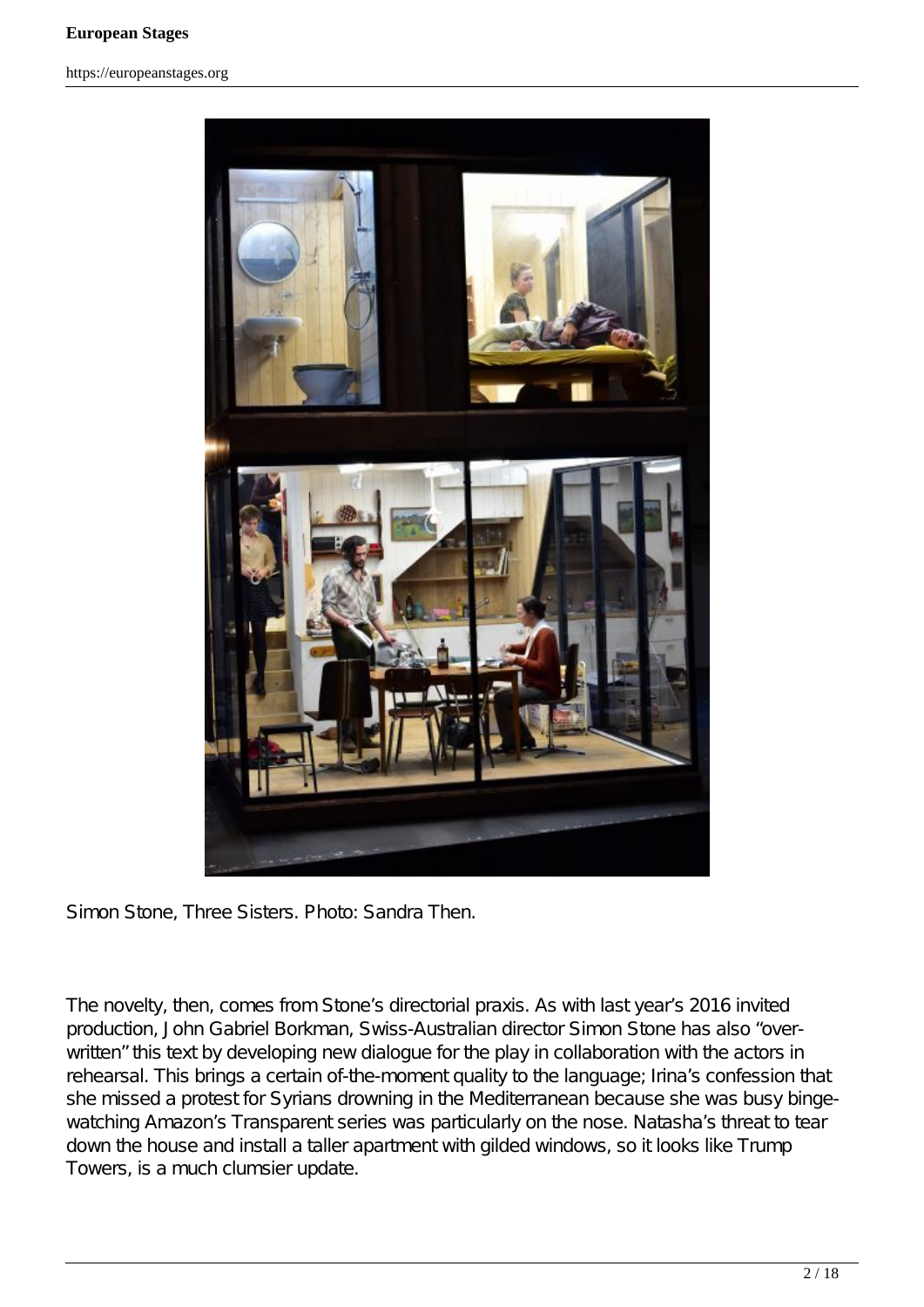Simon Stone, Three Sisters. Photo: Sandra Then.

The novelty, then, comes from Stone's directorial praxis. As with last year's 2016 invited production, John Gabriel Borkman, Swiss-Australian director Simon Stone has also "over-written" this text by developing new dialogue for the play in collaboration with the actors in rehearsal. This brings a certain of-the-moment quality to the language; Irina's confession that she missed a protest for Syrians drowning in the Mediterranean because she was busy binge-watching Amazon's Transparent series was particularly on the nose. Natasha's threat to tear down the house and install a taller apartment with gilded windows, so it looks like Trump Towers, is a much clumsier update.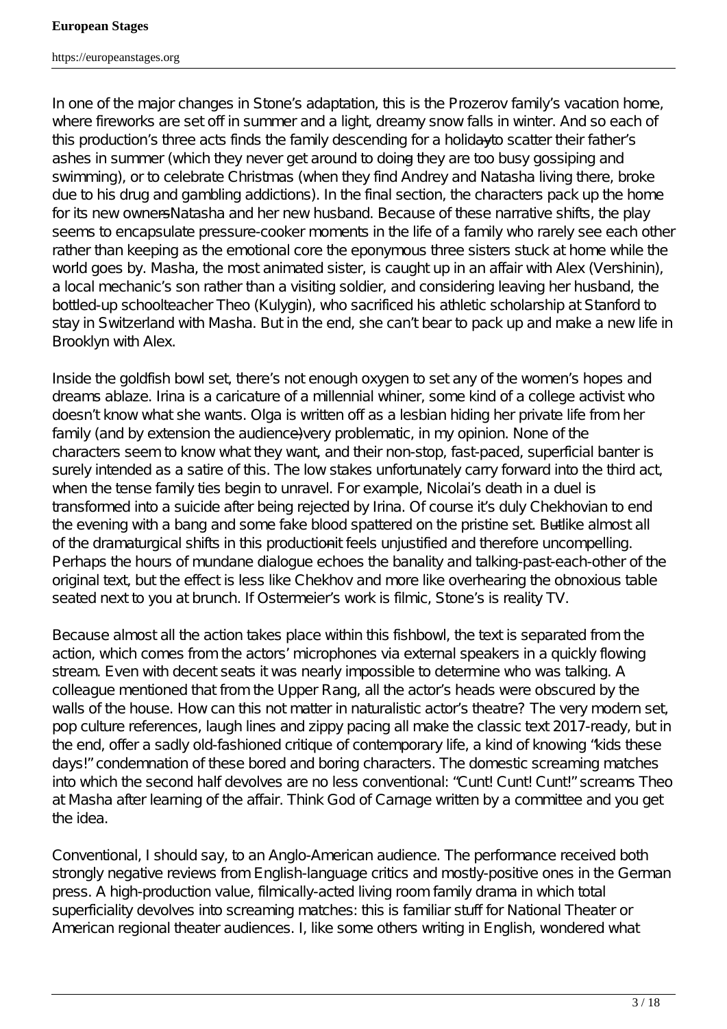In one of the major changes in Stone's adaptation, this is the Prozerov family's vacation home, where fireworks are set off in summer and a light, dreamy snow falls in winter. And so each of this production's three acts finds the family descending for a holiday—to scatter their father's ashes in summer (which they never get around to doing—they are too busy gossiping and swimming), or to celebrate Christmas (when they find Andrey and Natasha living there, broke due to his drug and gambling addictions). In the final section, the characters pack up the home for its new owners—Natasha and her new husband. Because of these narrative shifts, the play seems to encapsulate pressure-cooker moments in the life of a family who rarely see each other rather than keeping as the emotional core the eponymous three sisters stuck at home while the world goes by. Masha, the most animated sister, is caught up in an affair with Alex (Vershinin), a local mechanic's son rather than a visiting soldier, and considering leaving her husband, the bottled-up schoolteacher Theo (Kulygin), who sacrificed his athletic scholarship at Stanford to stay in Switzerland with Masha. But in the end, she can't bear to pack up and make a new life in Brooklyn with Alex.

Inside the goldfish bowl set, there's not enough oxygen to set any of the women's hopes and dreams ablaze. Irina is a caricature of a millennial whiner, some kind of a college activist who doesn't know what she wants. Olga is written off as a lesbian hiding her private life from her family (and by extension the audience)—very problematic, in my opinion. None of the characters seem to know what they want, and their non-stop, fast-paced, superficial banter is surely intended as a satire of this. The low stakes unfortunately carry forward into the third act, when the tense family ties begin to unravel. For example, Nicolai's death in a duel is transformed into a suicide after being rejected by Irina. Of course it's duly Chekhovian to end the evening with a bang and some fake blood spattered on the pristine set. But—like almost all of the dramaturgical shifts in this production—it feels unjustified and therefore uncompelling. Perhaps the hours of mundane dialogue echoes the banality and talking-past-each-other of the original text, but the effect is less like Chekhov and more like overhearing the obnoxious table seated next to you at brunch. If Ostermeier's work is filmic, Stone's is reality TV.

Because almost all the action takes place within this fishbowl, the text is separated from the action, which comes from the actors' microphones via external speakers in a quickly flowing stream. Even with decent seats it was nearly impossible to determine who was talking. A colleague mentioned that from the Upper Rang, all the actor's heads were obscured by the walls of the house. How can this not matter in naturalistic actor's theatre? The very modern set, pop culture references, laugh lines and zippy pacing all make the classic text 2017-ready, but in the end, offer a sadly old-fashioned critique of contemporary life, a kind of knowing "kids these days!" condemnation of these bored and boring characters. The domestic screaming matches into which the second half devolves are no less conventional: "Cunt! Cunt! Cunt!" screams Theo at Masha after learning of the affair. Think God of Carnage written by a committee and you get the idea.

Conventional, I should say, to an Anglo-American audience. The performance received both strongly negative reviews from English-language critics and mostly-positive ones in the German press. A high-production value, filmically-acted living room family drama in which total superficiality devolves into screaming matches: this is familiar stuff for National Theater or American regional theater audiences. I, like some others writing in English, wondered what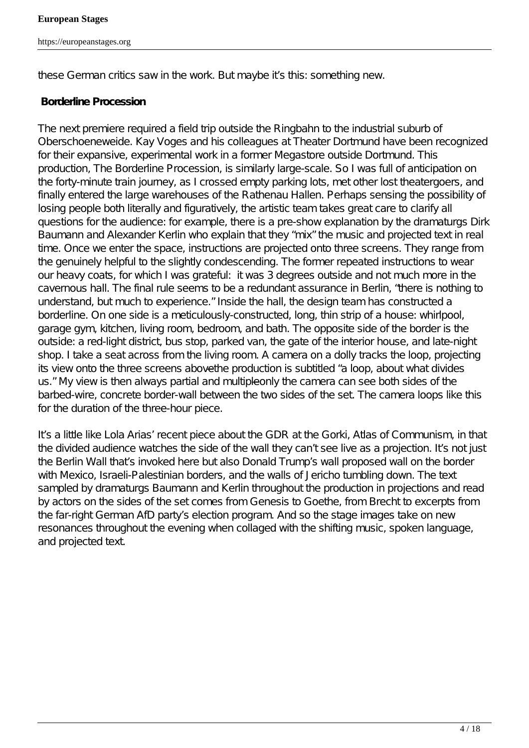these German critics saw in the work. But maybe it's this: something new.

**Borderline Procession**

The next premiere required a field trip outside the Ringbahn to the industrial suburb of Oberschoeneweide. Kay Voges and his colleagues at Theater Dortmund have been recognized for their expansive, experimental work in a former Megastore outside Dortmund. This production, The Borderline Procession, is similarly large-scale. So I was full of anticipation on the forty-minute train journey, as I crossed empty parking lots, met other lost theatergoers, and finally entered the large warehouses of the Rathenau Hallen. Perhaps sensing the possibility of losing people both literally and figuratively, the artistic team takes great care to clarify all questions for the audience: for example, there is a pre-show explanation by the dramaturgs Dirk Baumann and Alexander Kerlin who explain that they "mix" the music and projected text in real time. Once we enter the space, instructions are projected onto three screens. They range from the genuinely helpful to the slightly condescending. The former repeated instructions to wear our heavy coats, for which I was grateful: it was 3 degrees outside and not much more in the cavernous hall. The final rule seems to be a redundant assurance in Berlin, "there is nothing to understand, but much to experience." Inside the hall, the design team has constructed a borderline. On one side is a meticulously-constructed, long, thin strip of a house: whirlpool, garage gym, kitchen, living room, bedroom, and bath. The opposite side of the border is the outside: a red-light district, bus stop, parked van, the gate of the interior house, and late-night shop. I take a seat across from the living room. A camera on a dolly tracks the loop, projecting its view onto the three screens abovethe production is subtitled "a loop, about what divides us." My view is then always partial and multipleonly the camera can see both sides of the barbed-wire, concrete border-wall between the two sides of the set. The camera loops like this for the duration of the three-hour piece.

It's a little like Lola Arias' recent piece about the GDR at the Gorki, Atlas of Communism, in that the divided audience watches the side of the wall they can't see live as a projection. It's not just the Berlin Wall that's invoked here but also Donald Trump's wall proposed wall on the border with Mexico, Israeli-Palestinian borders, and the walls of Jericho tumbling down. The text sampled by dramaturgs Baumann and Kerlin throughout the production in projections and read by actors on the sides of the set comes from Genesis to Goethe, from Brecht to excerpts from the far-right German AfD party's election program. And so the stage images take on new resonances throughout the evening when collaged with the shifting music, spoken language, and projected text.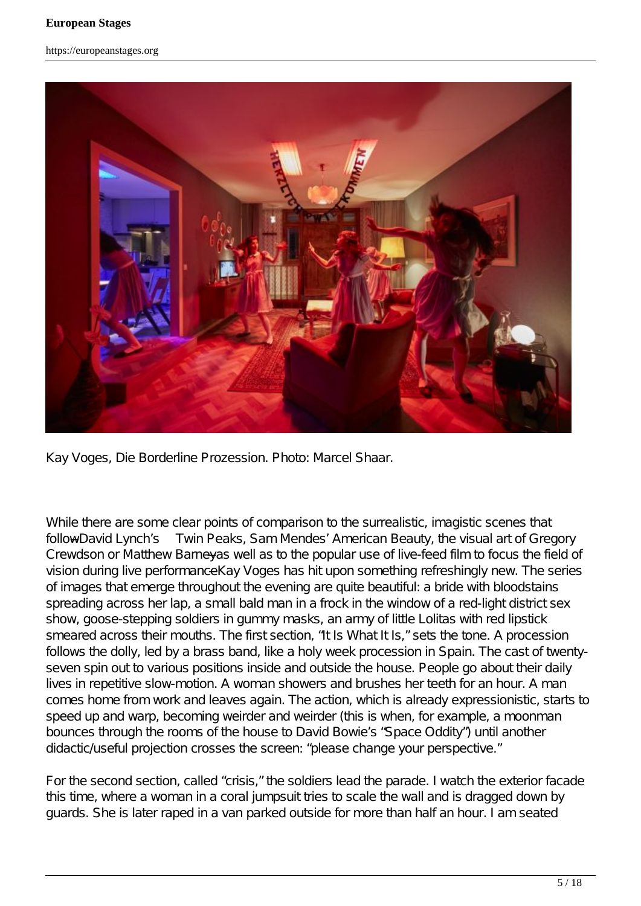Kay Voges, Die Borderline Prozession. Photo: Marcel Shaar.

While there are some clear points of comparison to the surrealistic, imagistic scenes that follow—David Lynch's *Twin Peaks*, Sam Mendes' *American Beauty*, the visual art of Gregory Crewdson or Matthew Barney—as well as to the popular use of live-feed film to focus the field of vision during live performance—Kay Voges has hit upon something refreshingly new. The series of images that emerge throughout the evening are quite beautiful: a bride with bloodstains spreading across her lap, a small bald man in a frock in the window of a red-light district sex show, goose-stepping soldiers in gummy masks, an army of little Lolitas with red lipstick smeared across their mouths. The first section, "It Is What It Is," sets the tone. A procession follows the dolly, led by a brass band, like a holy week procession in Spain. The cast of twenty-seven spin out to various positions inside and outside the house. People go about their daily lives in repetitive slow-motion. A woman showers and brushes her teeth for an hour. A man comes home from work and leaves again. The action, which is already expressionistic, starts to speed up and warp, becoming weirder and weirder (this is when, for example, a moonman bounces through the rooms of the house to David Bowie's "Space Oddity") until another didactic/useful projection crosses the screen: "please change your perspective."

For the second section, called "crisis," the soldiers lead the parade. I watch the exterior facade this time, where a woman in a coral jumpsuit tries to scale the wall and is dragged down by guards. She is later raped in a van parked outside for more than half an hour. I am seated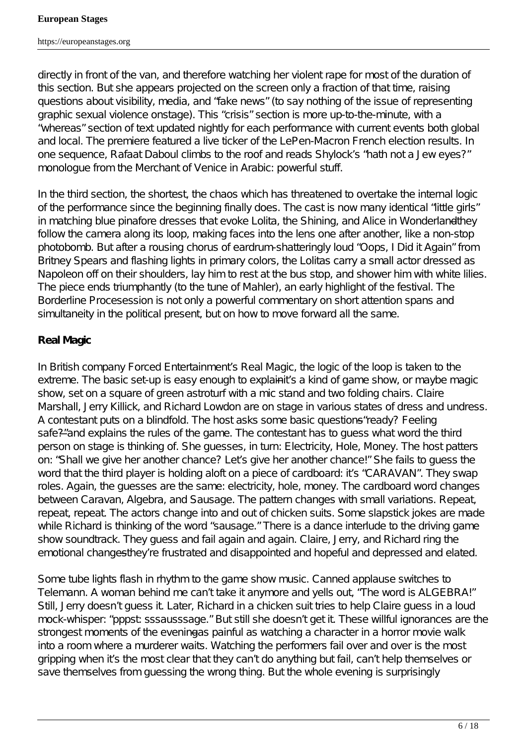directly in front of the van, and therefore watching her violent rape for most of the duration of this section. But she appears projected on the screen only a fraction of that time, raising questions about visibility, media, and "fake news" (to say nothing of the issue of representing graphic sexual violence onstage). This "crisis" section is more up-to-the-minute, with a "whereas" section of text updated nightly for each performance with current events both global and local. The premiere featured a live ticker of the LePen-Macron French election results. In one sequence, Rafaat Daboul climbs to the roof and reads Shylock's "hath not a Jew eyes?" monologue from the Merchant of Venice in Arabic: powerful stuff.

In the third section, the shortest, the chaos which has threatened to overtake the internal logic of the performance since the beginning finally does. The cast is now many identical "little girls" in matching blue pinafore dresses that evoke Lolita, the Shining, and Alice in Wonderland—they follow the camera along its loop, making faces into the lens one after another, like a non-stop photobomb. But after a rousing chorus of eardrum-shatteringly loud "Oops, I Did it Again" from Britney Spears and flashing lights in primary colors, the Lolitas carry a small actor dressed as Napoleon off on their shoulders, lay him to rest at the bus stop, and shower him with white lilies. The piece ends triumphantly (to the tune of Mahler), an early highlight of the festival. The Borderline Procesession is not only a powerful commentary on short attention spans and simultaneity in the political present, but on how to move forward all the same.

**Real Magic**

In British company Forced Entertainment's Real Magic, the logic of the loop is taken to the extreme. The basic set-up is easy enough to explain—it's a kind of game show, or maybe magic show, set on a square of green astroturf with a mic stand and two folding chairs. Claire Marshall, Jerry Killick, and Richard Lowdon are on stage in various states of dress and undress. A contestant puts on a blindfold. The host asks some basic questions—"ready? Feeling safe?"—and explains the rules of the game. The contestant has to guess what word the third person on stage is thinking of. She guesses, in turn: Electricity, Hole, Money. The host patters on: "Shall we give her another chance? Let's give her another chance!" She fails to guess the word that the third player is holding aloft on a piece of cardboard: it's "CARAVAN". They swap roles. Again, the guesses are the same: electricity, hole, money. The cardboard word changes between Caravan, Algebra, and Sausage. The pattern changes with small variations. Repeat, repeat, repeat. The actors change into and out of chicken suits. Some slapstick jokes are made while Richard is thinking of the word "sausage." There is a dance interlude to the driving game show soundtrack. They guess and fail again and again. Claire, Jerry, and Richard ring the emotional changes—they're frustrated and disappointed and hopeful and depressed and elated.

Some tube lights flash in rhythm to the game show music. Canned applause switches to Telemann. A woman behind me can't take it anymore and yells out, "The word is ALGEBRA!" Still, Jerry doesn't guess it. Later, Richard in a chicken suit tries to help Claire guess in a loud mock-whisper: "pppst: sssausssage." But still she doesn't get it. These willful ignorances are the strongest moments of the evening—as painful as watching a character in a horror movie walk into a room where a murderer waits. Watching the performers fail over and over is the most gripping when it's the most clear that they can't do anything but fail, can't help themselves or save themselves from guessing the wrong thing. But the whole evening is surprisingly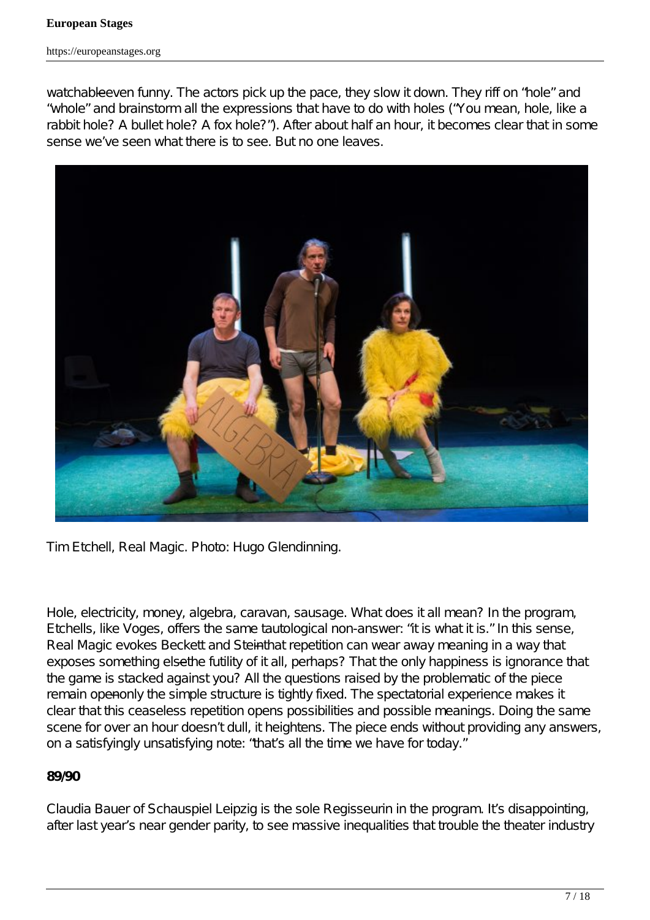watchable—even funny. The actors pick up the pace, they slow it down. They riff on "hole" and "whole" and brainstorm all the expressions that have to do with holes ("You mean, hole, like a rabbit hole? A bullet hole? A fox hole?"). After about half an hour, it becomes clear that in some sense we've seen what there is to see. But no one leaves.

Tim Etchell, Real Magic. Photo: Hugo Glendinning.

Hole, electricity, money, algebra, caravan, sausage. What does it all mean? In the program, Etchells, like Voges, offers the same tautological non-answer: "it is what it is." In this sense, Real Magic evokes Beckett and Stein—that repetition can wear away meaning in a way that exposes something else—the futility of it all, perhaps? That the only happiness is ignorance that the game is stacked against you? All the questions raised by the problematic of the piece remain open—only the simple structure is tightly fixed. The spectatorial experience makes it clear that this ceaseless repetition opens possibilities and possible meanings. Doing the same scene for over an hour doesn't dull, it heightens. The piece ends without providing any answers, on a satisfyingly unsatisfying note: "that's all the time we have for today."

**89/90**

Claudia Bauer of Schauspiel Leipzig is the sole Regisseurin in the program. It's disappointing, after last year's near gender parity, to see massive inequalities that trouble the theater industry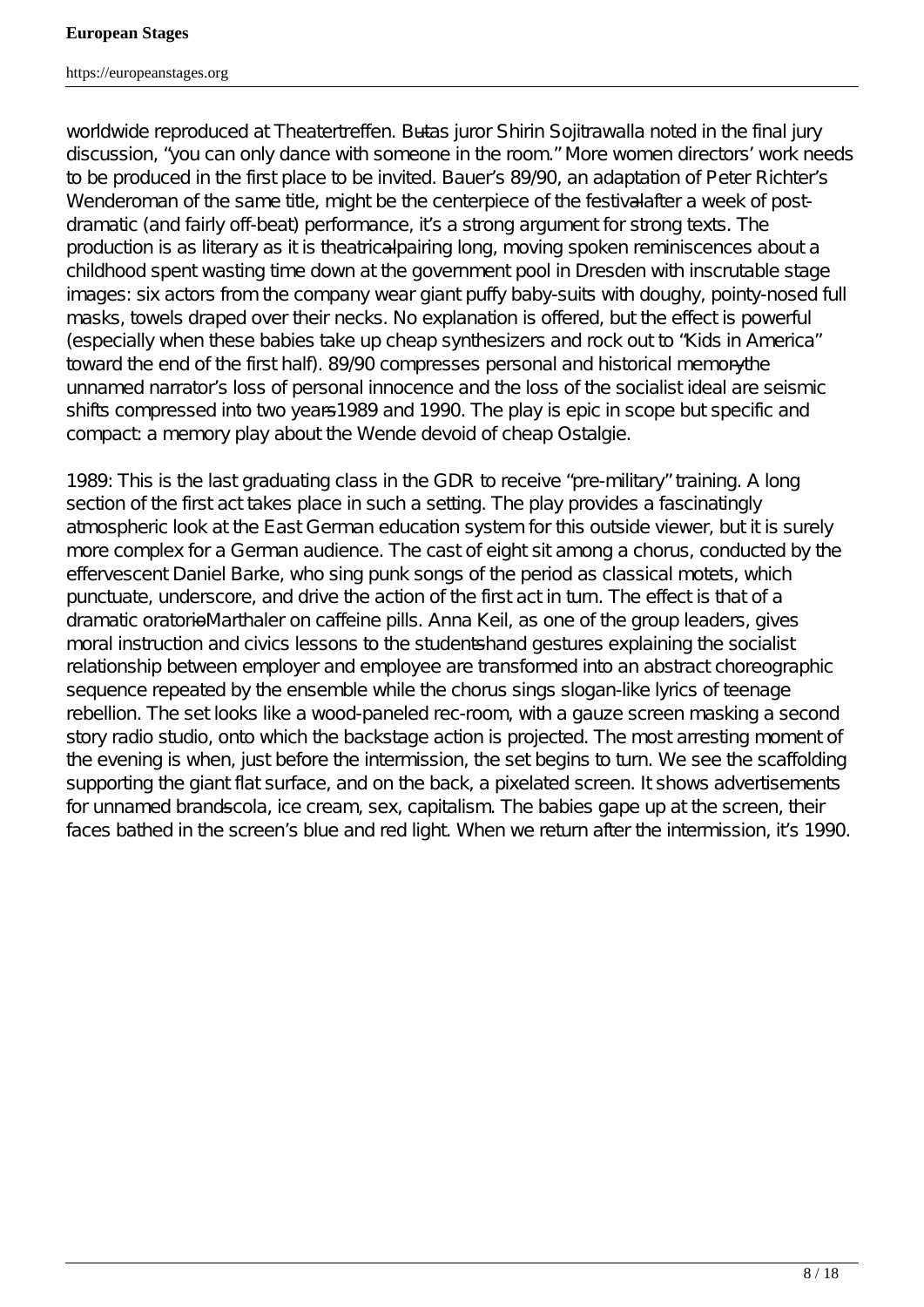worldwide reproduced at Theatertreffen. But—as juror Shirin Sojitrawalla noted in the final jury discussion, "you can only dance with someone in the room." More women directors' work needs to be produced in the first place to be invited. Bauer's 89/90, an adaptation of Peter Richter's Wenderoman of the same title, might be the centerpiece of the festival—after a week of post-dramatic (and fairly off-beat) performance, it's a strong argument for strong texts. The production is as literary as it is theatrical—pairing long, moving spoken reminiscences about a childhood spent wasting time down at the government pool in Dresden with inscrutable stage images: six actors from the company wear giant puffy baby-suits with doughy, pointy-nosed full masks, towels draped over their necks. No explanation is offered, but the effect is powerful (especially when these babies take up cheap synthesizers and rock out to "Kids in America" toward the end of the first half). 89/90 compresses personal and historical memory—the unnamed narrator's loss of personal innocence and the loss of the socialist ideal are seismic shifts compressed into two years—1989 and 1990. The play is epic in scope but specific and compact: a memory play about the Wende devoid of cheap Ostalgie.

1989: This is the last graduating class in the GDR to receive "pre-military" training. A long section of the first act takes place in such a setting. The play provides a fascinatingly atmospheric look at the East German education system for this outside viewer, but it is surely more complex for a German audience. The cast of eight sit among a chorus, conducted by the effervescent Daniel Barke, who sing punk songs of the period as classical motets, which punctuate, underscore, and drive the action of the first act in turn. The effect is that of a dramatic oratorio—Marthaler on caffeine pills. Anna Keil, as one of the group leaders, gives moral instruction and civics lessons to the students—hand gestures explaining the socialist relationship between employer and employee are transformed into an abstract choreographic sequence repeated by the ensemble while the chorus sings slogan-like lyrics of teenage rebellion. The set looks like a wood-paneled rec-room, with a gauze screen masking a second story radio studio, onto which the backstage action is projected. The most arresting moment of the evening is when, just before the intermission, the set begins to turn. We see the scaffolding supporting the giant flat surface, and on the back, a pixelated screen. It shows advertisements for unnamed brands—cola, ice cream, sex, capitalism. The babies gape up at the screen, their faces bathed in the screen's blue and red light. When we return after the intermission, it's 1990.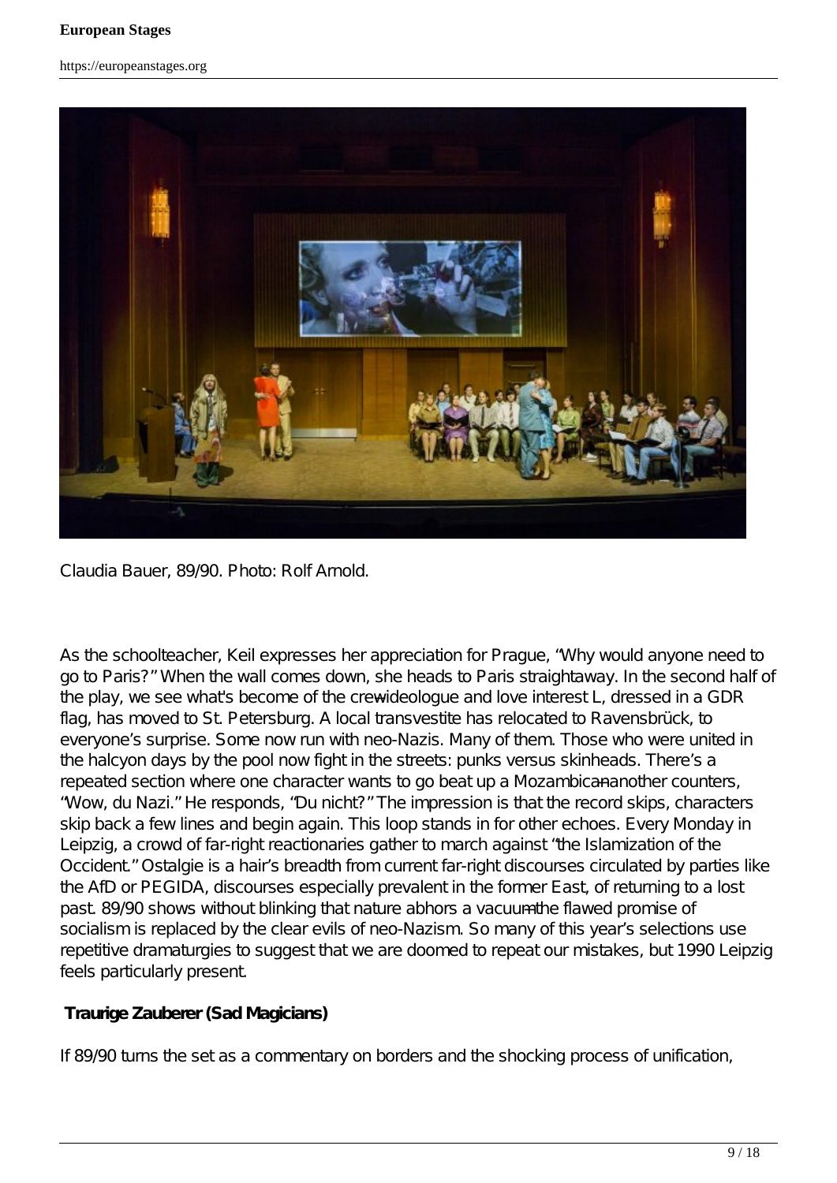Claudia Bauer, 89/90. Photo: Rolf Arnold.

As the schoolteacher, Keil expresses her appreciation for Prague, "Why would anyone need to go to Paris?" When the wall comes down, she heads to Paris straightaway. In the second half of the play, we see what's become of the crew—ideologue and love interest L, dressed in a GDR flag, has moved to St. Petersburg. A local transvestite has relocated to Ravensbrück, to everyone's surprise. Some now run with neo-Nazis. Many of them. Those who were united in the halcyon days by the pool now fight in the streets: punks versus skinheads. There's a repeated section where one character wants to go beat up a Mozambican—another counters, "Wow, du Nazi." He responds, "Du nicht?" The impression is that the record skips, characters skip back a few lines and begin again. This loop stands in for other echoes. Every Monday in Leipzig, a crowd of far-right reactionaries gather to march against "the Islamization of the Occident." Ostalgie is a hair's breadth from current far-right discourses circulated by parties like the AfD or PEGIDA, discourses especially prevalent in the former East, of returning to a lost past. 89/90 shows without blinking that nature abhors a vacuum—the flawed promise of socialism is replaced by the clear evils of neo-Nazism. So many of this year's selections use repetitive dramaturgies to suggest that we are doomed to repeat our mistakes, but 1990 Leipzig feels particularly present.

**Traurige Zauberer (Sad Magicians)**

If 89/90 turns the set as a commentary on borders and the shocking process of unification,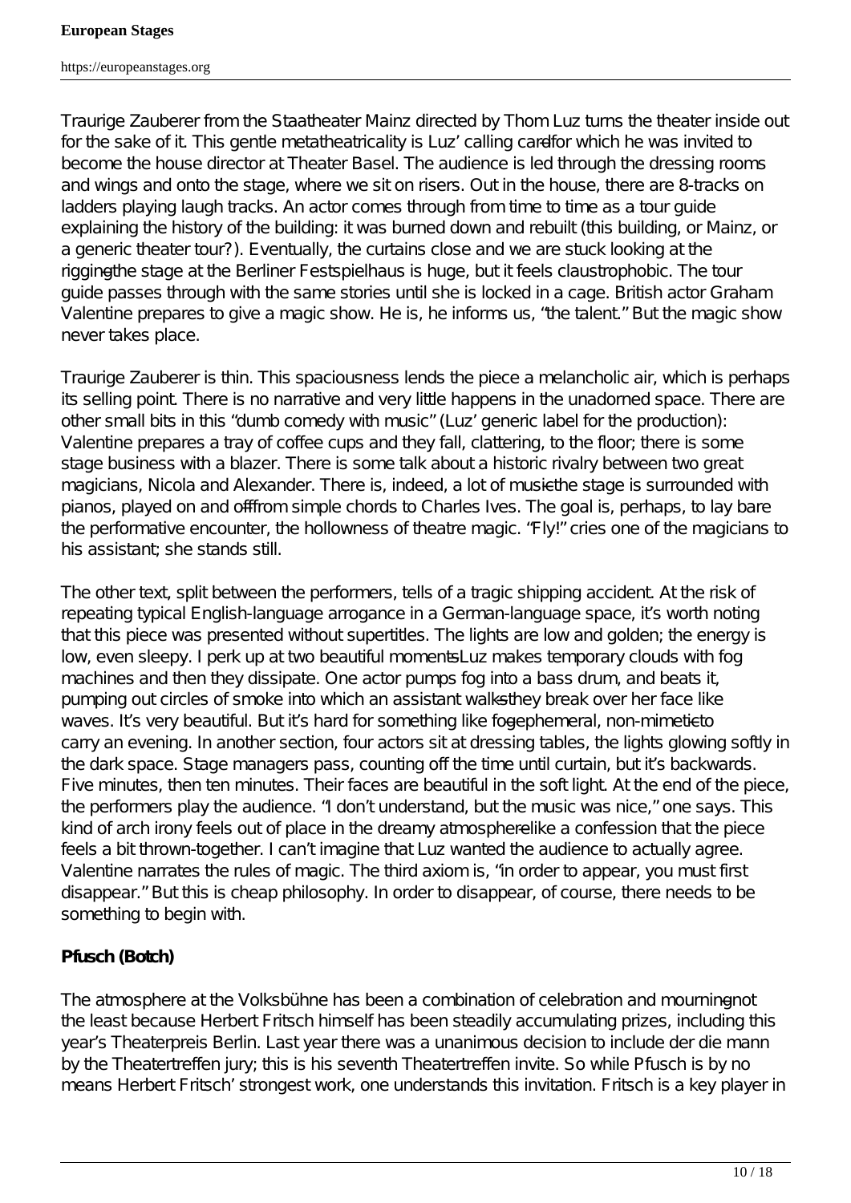Traurige Zauberer from the Staatheater Mainz directed by Thom Luz turns the theater inside out for the sake of it. This gentle metatheatricality is Luz' calling card—for which he was invited to become the house director at Theater Basel. The audience is led through the dressing rooms and wings and onto the stage, where we sit on risers. Out in the house, there are 8-tracks on ladders playing laugh tracks. An actor comes through from time to time as a tour guide explaining the history of the building: it was burned down and rebuilt (this building, or Mainz, or a generic theater tour?). Eventually, the curtains close and we are stuck looking at the rigging—the stage at the Berliner Festspielhaus is huge, but it feels claustrophobic. The tour guide passes through with the same stories until she is locked in a cage. British actor Graham Valentine prepares to give a magic show. He is, he informs us, "the talent." But the magic show never takes place.

Traurige Zauberer is thin. This spaciousness lends the piece a melancholic air, which is perhaps its selling point. There is no narrative and very little happens in the unadorned space. There are other small bits in this "dumb comedy with music" (Luz' generic label for the production): Valentine prepares a tray of coffee cups and they fall, clattering, to the floor; there is some stage business with a blazer. There is some talk about a historic rivalry between two great magicians, Nicola and Alexander. There is, indeed, a lot of music—the stage is surrounded with pianos, played on and off—from simple chords to Charles Ives. The goal is, perhaps, to lay bare the performative encounter, the hollowness of theatre magic. "Fly!" cries one of the magicians to his assistant; she stands still.

The other text, split between the performers, tells of a tragic shipping accident. At the risk of repeating typical English-language arrogance in a German-language space, it's worth noting that this piece was presented without supertitles. The lights are low and golden; the energy is low, even sleepy. I perk up at two beautiful moments—Luz makes temporary clouds with fog machines and then they dissipate. One actor pumps fog into a bass drum, and beats it, pumping out circles of smoke into which an assistant walks—they break over her face like waves. It's very beautiful. But it's hard for something like fog—ephemeral, non-mimetic—to carry an evening. In another section, four actors sit at dressing tables, the lights glowing softly in the dark space. Stage managers pass, counting off the time until curtain, but it's backwards. Five minutes, then ten minutes. Their faces are beautiful in the soft light. At the end of the piece, the performers play the audience. "I don't understand, but the music was nice," one says. This kind of arch irony feels out of place in the dreamy atmosphere—like a confession that the piece feels a bit thrown-together. I can't imagine that Luz wanted the audience to actually agree. Valentine narrates the rules of magic. The third axiom is, "in order to appear, you must first disappear." But this is cheap philosophy. In order to disappear, of course, there needs to be something to begin with.

**Pfusch (Botch)**

The atmosphere at the Volksbühne has been a combination of celebration and mourning—not the least because Herbert Fritsch himself has been steadily accumulating prizes, including this year's Theaterpreis Berlin. Last year there was a unanimous decision to include der die mann by the Theatertreffen jury; this is his seventh Theatertreffen invite. So while Pfusch is by no means Herbert Fritsch' strongest work, one understands this invitation. Fritsch is a key player in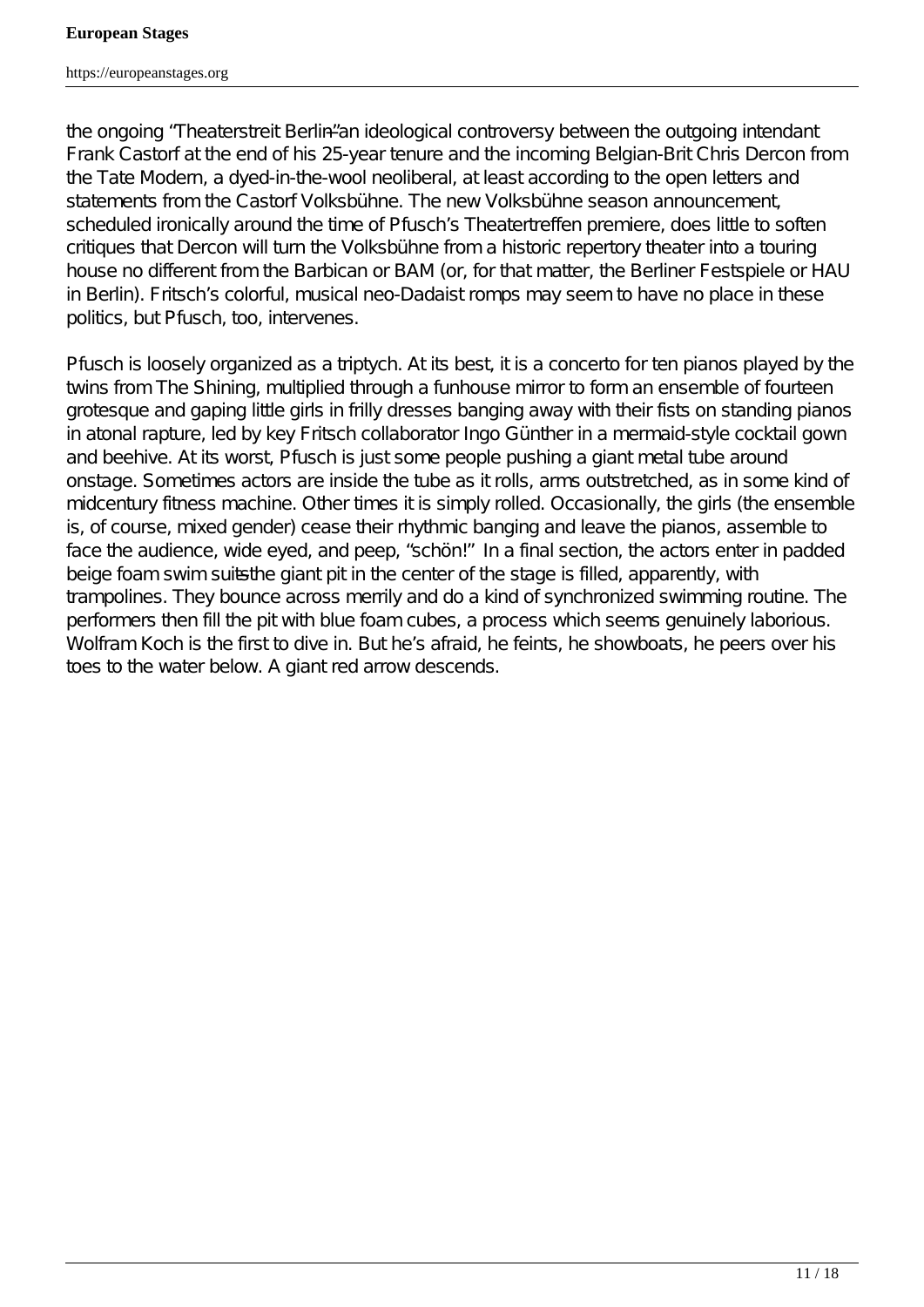the ongoing "Theaterstreit Berlin"–an ideological controversy between the outgoing intendant Frank Castorf at the end of his 25-year tenure and the incoming Belgian-Brit Chris Dercon from the Tate Modern, a dyed-in-the-wool neoliberal, at least according to the open letters and statements from the Castorf Volksbühne. The new Volksbühne season announcement, scheduled ironically around the time of Pfusch's Theatertreffen premiere, does little to soften critiques that Dercon will turn the Volksbühne from a historic repertory theater into a touring house no different from the Barbican or BAM (or, for that matter, the Berliner Festspiele or HAU in Berlin). Fritsch's colorful, musical neo-Dadaist romps may seem to have no place in these politics, but Pfusch, too, intervenes.

Pfusch is loosely organized as a triptych. At its best, it is a concerto for ten pianos played by the twins from The Shining, multiplied through a funhouse mirror to form an ensemble of fourteen grotesque and gaping little girls in frilly dresses banging away with their fists on standing pianos in atonal rapture, led by key Fritsch collaborator Ingo Günther in a mermaid-style cocktail gown and beehive. At its worst, Pfusch is just some people pushing a giant metal tube around onstage. Sometimes actors are inside the tube as it rolls, arms outstretched, as in some kind of midcentury fitness machine. Other times it is simply rolled. Occasionally, the girls (the ensemble is, of course, mixed gender) cease their rhythmic banging and leave the pianos, assemble to face the audience, wide eyed, and peep, "schön!" In a final section, the actors enter in padded beige foam swim suits–the giant pit in the center of the stage is filled, apparently, with trampolines. They bounce across merrily and do a kind of synchronized swimming routine. The performers then fill the pit with blue foam cubes, a process which seems genuinely laborious. Wolfram Koch is the first to dive in. But he's afraid, he feints, he showboats, he peers over his toes to the water below. A giant red arrow descends.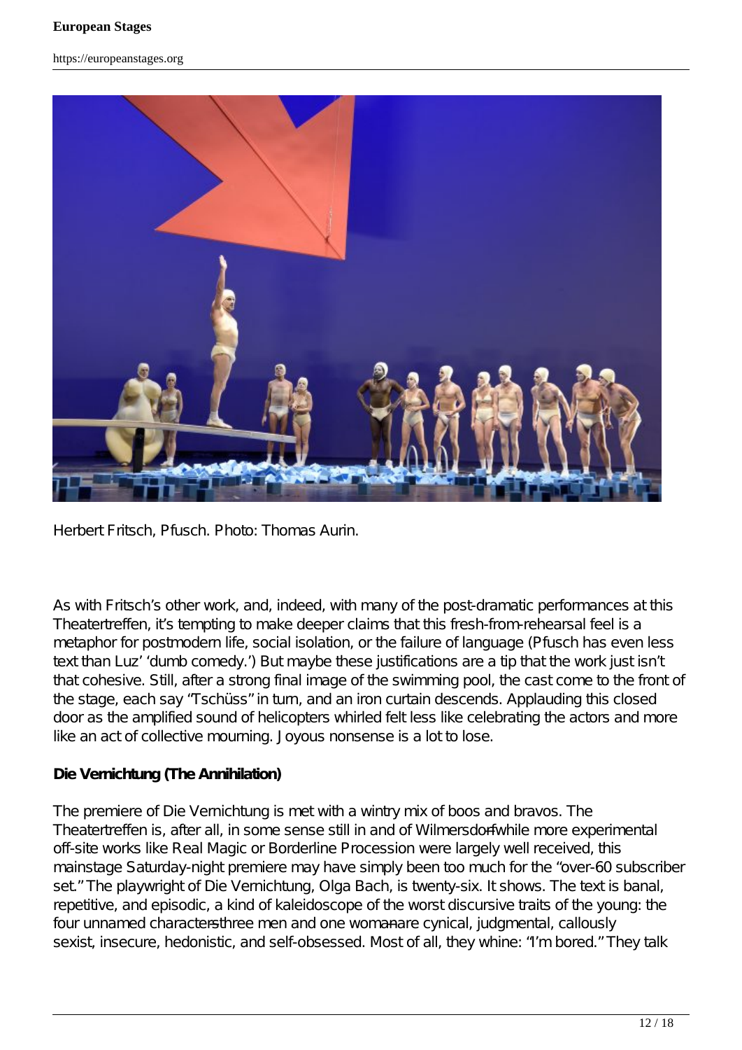Herbert Fritsch, Pfusch. Photo: Thomas Aurin.

As with Fritsch's other work, and, indeed, with many of the post-dramatic performances at this Theatertreffen, it's tempting to make deeper claims that this fresh-from-rehearsal feel is a metaphor for postmodern life, social isolation, or the failure of language (Pfusch has even less text than Luz' 'dumb comedy.') But maybe these justifications are a tip that the work just isn't that cohesive. Still, after a strong final image of the swimming pool, the cast come to the front of the stage, each say "Tschüss" in turn, and an iron curtain descends. Applauding this closed door as the amplified sound of helicopters whirled felt less like celebrating the actors and more like an act of collective mourning. Joyous nonsense is a lot to lose.

**Die Vernichtung (The Annihilation)**

The premiere of Die Vernichtung is met with a wintry mix of boos and bravos. The Theatertreffen is, after all, in some sense still in and of Wilmersdorf—while more experimental off-site works like Real Magic or Borderline Procession were largely well received, this mainstage Saturday-night premiere may have simply been too much for the "over-60 subscriber set." The playwright of Die Vernichtung, Olga Bach, is twenty-six. It shows. The text is banal, repetitive, and episodic, a kind of kaleidoscope of the worst discursive traits of the young: the four unnamed characters—three men and one woman—are cynical, judgmental, callously sexist, insecure, hedonistic, and self-obsessed. Most of all, they whine: "I'm bored." They talk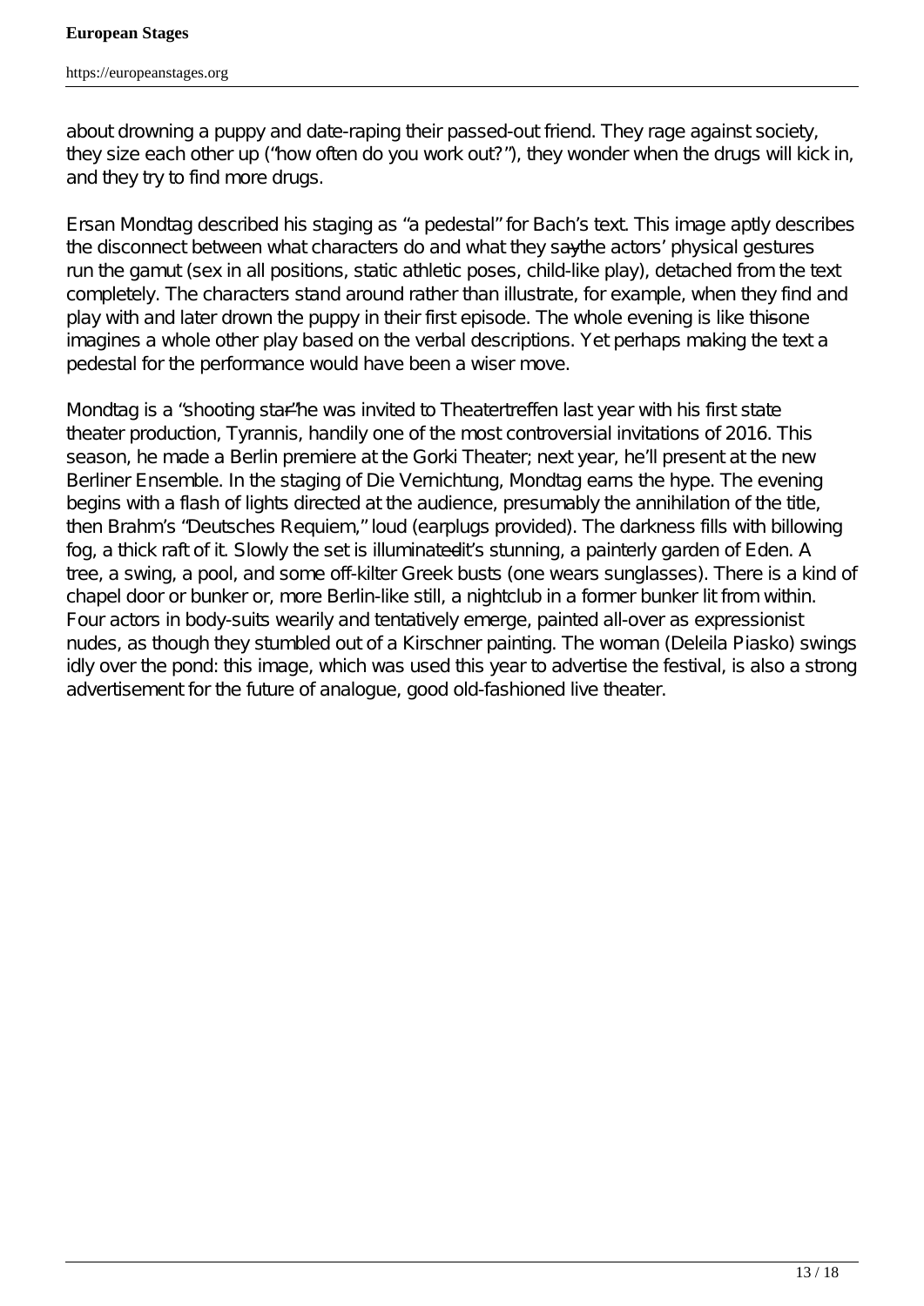about drowning a puppy and date-raping their passed-out friend. They rage against society, they size each other up ("how often do you work out?"), they wonder when the drugs will kick in, and they try to find more drugs.

Ersan Mondtag described his staging as "a pedestal" for Bach's text. This image aptly describes the disconnect between what characters do and what they say—the actors' physical gestures run the gamut (sex in all positions, static athletic poses, child-like play), detached from the text completely. The characters stand around rather than illustrate, for example, when they find and play with and later drown the puppy in their first episode. The whole evening is like this—one imagines a whole other play based on the verbal descriptions. Yet perhaps making the text a pedestal for the performance would have been a wiser move.

Mondtag is a "shooting star"—he was invited to Theatertreffen last year with his first state theater production, Tyrannis, handily one of the most controversial invitations of 2016. This season, he made a Berlin premiere at the Gorki Theater; next year, he'll present at the new Berliner Ensemble. In the staging of Die Vernichtung, Mondtag earns the hype. The evening begins with a flash of lights directed at the audience, presumably the annihilation of the title, then Brahm's "Deutsches Requiem," loud (earplugs provided). The darkness fills with billowing fog, a thick raft of it. Slowly the set is illuminated—it's stunning, a painterly garden of Eden. A tree, a swing, a pool, and some off-kilter Greek busts (one wears sunglasses). There is a kind of chapel door or bunker or, more Berlin-like still, a nightclub in a former bunker lit from within. Four actors in body-suits wearily and tentatively emerge, painted all-over as expressionist nudes, as though they stumbled out of a Kirschner painting. The woman (Deleila Piasko) swings idly over the pond: this image, which was used this year to advertise the festival, is also a strong advertisement for the future of analogue, good old-fashioned live theater.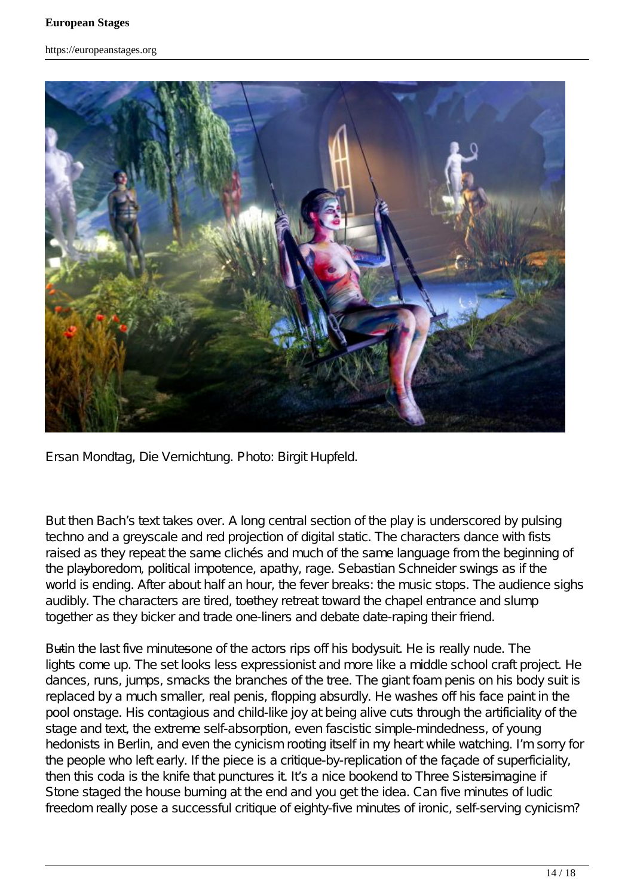Ersan Mondtag, Die Vernichtung. Photo: Birgit Hupfeld.

But then Bach's text takes over. A long central section of the play is underscored by pulsing techno and a greyscale and red projection of digital static. The characters dance with fists raised as they repeat the same clichés and much of the same language from the beginning of the play—boredom, political impotence, apathy, rage. Sebastian Schneider swings as if the world is ending. After about half an hour, the fever breaks: the music stops. The audience sighs audibly. The characters are tired, too—they retreat toward the chapel entrance and slump together as they bicker and trade one-liners and debate date-raping their friend.

But—in the last five minutes—one of the actors rips off his bodysuit. He is really nude. The lights come up. The set looks less expressionist and more like a middle school craft project. He dances, runs, jumps, smacks the branches of the tree. The giant foam penis on his body suit is replaced by a much smaller, real penis, flopping absurdly. He washes off his face paint in the pool onstage. His contagious and child-like joy at being alive cuts through the artificiality of the stage and text, the extreme self-absorption, even fascistic simple-mindedness, of young hedonists in Berlin, and even the cynicism rooting itself in my heart while watching. I'm sorry for the people who left early. If the piece is a critique-by-replication of the façade of superficiality, then this coda is the knife that punctures it. It's a nice bookend to Three Sisters—imagine if Stone staged the house burning at the end and you get the idea. Can five minutes of ludic freedom really pose a successful critique of eighty-five minutes of ironic, self-serving cynicism?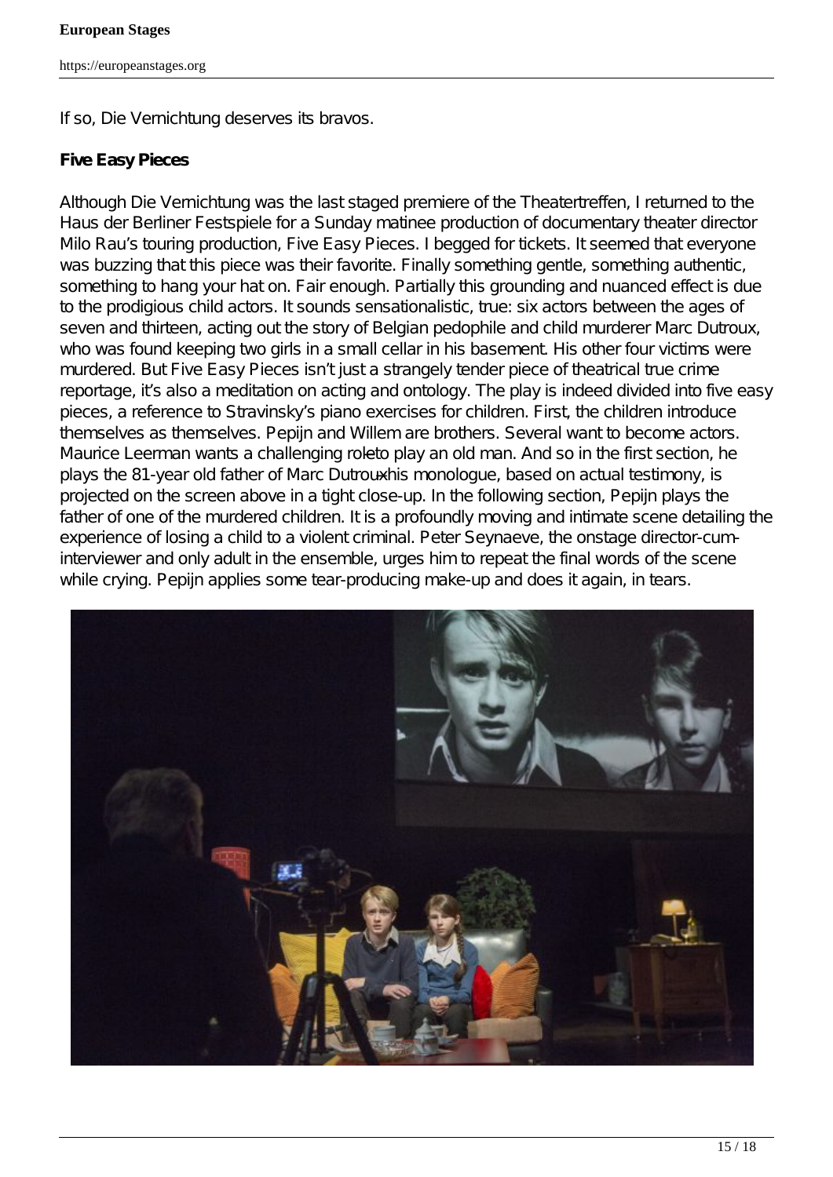If so, Die Vernichtung deserves its bravos.

**Five Easy Pieces**

Although Die Vernichtung was the last staged premiere of the Theatertreffen, I returned to the Haus der Berliner Festspiele for a Sunday matinee production of documentary theater director Milo Rau's touring production, Five Easy Pieces. I begged for tickets. It seemed that everyone was buzzing that this piece was their favorite. Finally something gentle, something authentic, something to hang your hat on. Fair enough. Partially this grounding and nuanced effect is due to the prodigious child actors. It sounds sensationalistic, true: six actors between the ages of seven and thirteen, acting out the story of Belgian pedophile and child murderer Marc Dutroux, who was found keeping two girls in a small cellar in his basement. His other four victims were murdered. But Five Easy Pieces isn't just a strangely tender piece of theatrical true crime reportage, it's also a meditation on acting and ontology. The play is indeed divided into five easy pieces, a reference to Stravinsky's piano exercises for children. First, the children introduce themselves as themselves. Pepijn and Willem are brothers. Several want to become actors. Maurice Leerman wants a challenging role—to play an old man. And so in the first section, he plays the 81-year old father of Marc Dutroux—his monologue, based on actual testimony, is projected on the screen above in a tight close-up. In the following section, Pepijn plays the father of one of the murdered children. It is a profoundly moving and intimate scene detailing the experience of losing a child to a violent criminal. Peter Seynaeve, the onstage director-cum-interviewer and only adult in the ensemble, urges him to repeat the final words of the scene while crying. Pepijn applies some tear-producing make-up and does it again, in tears.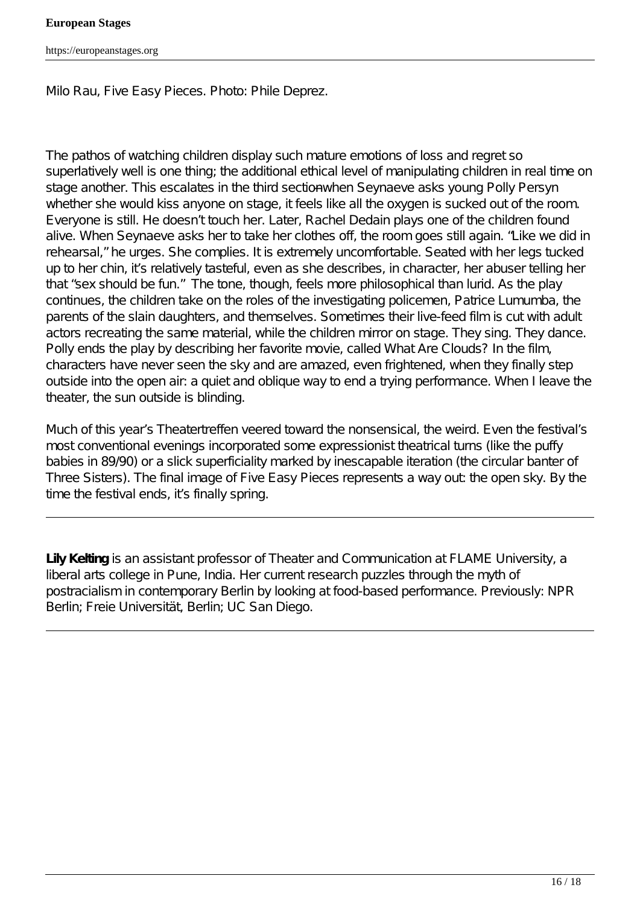Milo Rau, Five Easy Pieces. Photo: Phile Deprez.

The pathos of watching children display such mature emotions of loss and regret so superlatively well is one thing; the additional ethical level of manipulating children in real time on stage another. This escalates in the third section—when Seynaeve asks young Polly Persyn whether she would kiss anyone on stage, it feels like all the oxygen is sucked out of the room. Everyone is still. He doesn't touch her. Later, Rachel Dedain plays one of the children found alive. When Seynaeve asks her to take her clothes off, the room goes still again. "Like we did in rehearsal," he urges. She complies. It is extremely uncomfortable. Seated with her legs tucked up to her chin, it's relatively tasteful, even as she describes, in character, her abuser telling her that "sex should be fun." The tone, though, feels more philosophical than lurid. As the play continues, the children take on the roles of the investigating policemen, Patrice Lumumba, the parents of the slain daughters, and themselves. Sometimes their live-feed film is cut with adult actors recreating the same material, while the children mirror on stage. They sing. They dance. Polly ends the play by describing her favorite movie, called What Are Clouds? In the film, characters have never seen the sky and are amazed, even frightened, when they finally step outside into the open air: a quiet and oblique way to end a trying performance. When I leave the theater, the sun outside is blinding.

Much of this year's Theatertreffen veered toward the nonsensical, the weird. Even the festival's most conventional evenings incorporated some expressionist theatrical turns (like the puffy babies in 89/90) or a slick superficiality marked by inescapable iteration (the circular banter of Three Sisters). The final image of Five Easy Pieces represents a way out: the open sky. By the time the festival ends, it's finally spring.

---

**Lily Kelting** is an assistant professor of Theater and Communication at FLAME University, a liberal arts college in Pune, India. Her current research puzzles through the myth of postracialism in contemporary Berlin by looking at food-based performance. Previously: NPR Berlin; Freie Universität, Berlin; UC San Diego.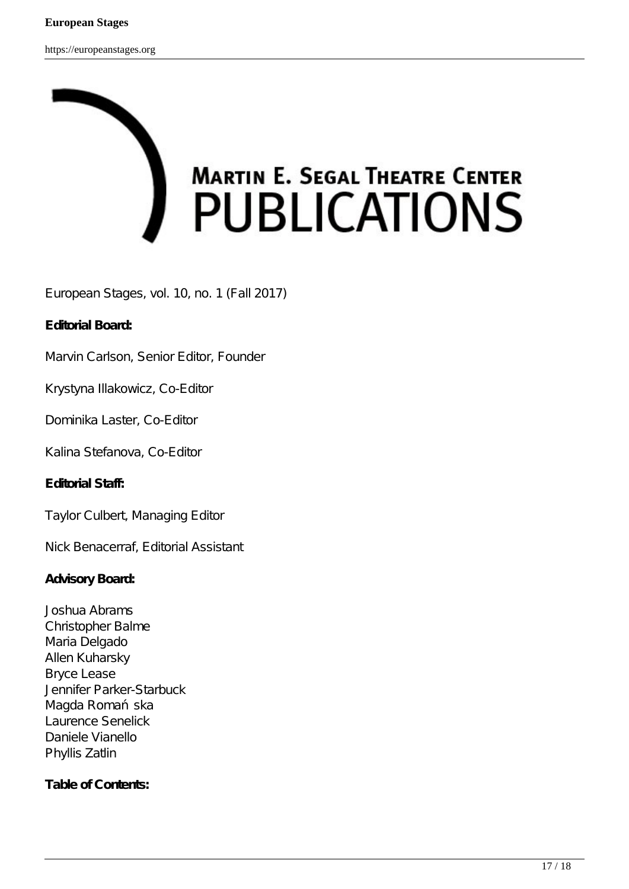MARTIN E. SEGAL THEATRE CENTER
PUBLICATIONS

European Stages, vol. 10, no. 1 (Fall 2017)

**Editorial Board:**

Marvin Carlson, Senior Editor, Founder

Krystyna Illakowicz, Co-Editor

Dominika Laster, Co-Editor

Kalina Stefanova, Co-Editor

**Editorial Staff:**

Taylor Culbert, Managing Editor

Nick Benacerraf, Editorial Assistant

**Advisory Board:**

Joshua Abrams
Christopher Balme
Maria Delgado
Allen Kuharsky
Bryce Lease
Jennifer Parker-Starbuck
Magda Romańska
Laurence Senelick
Daniele Vianello
Phyllis Zatlin

**Table of Contents:**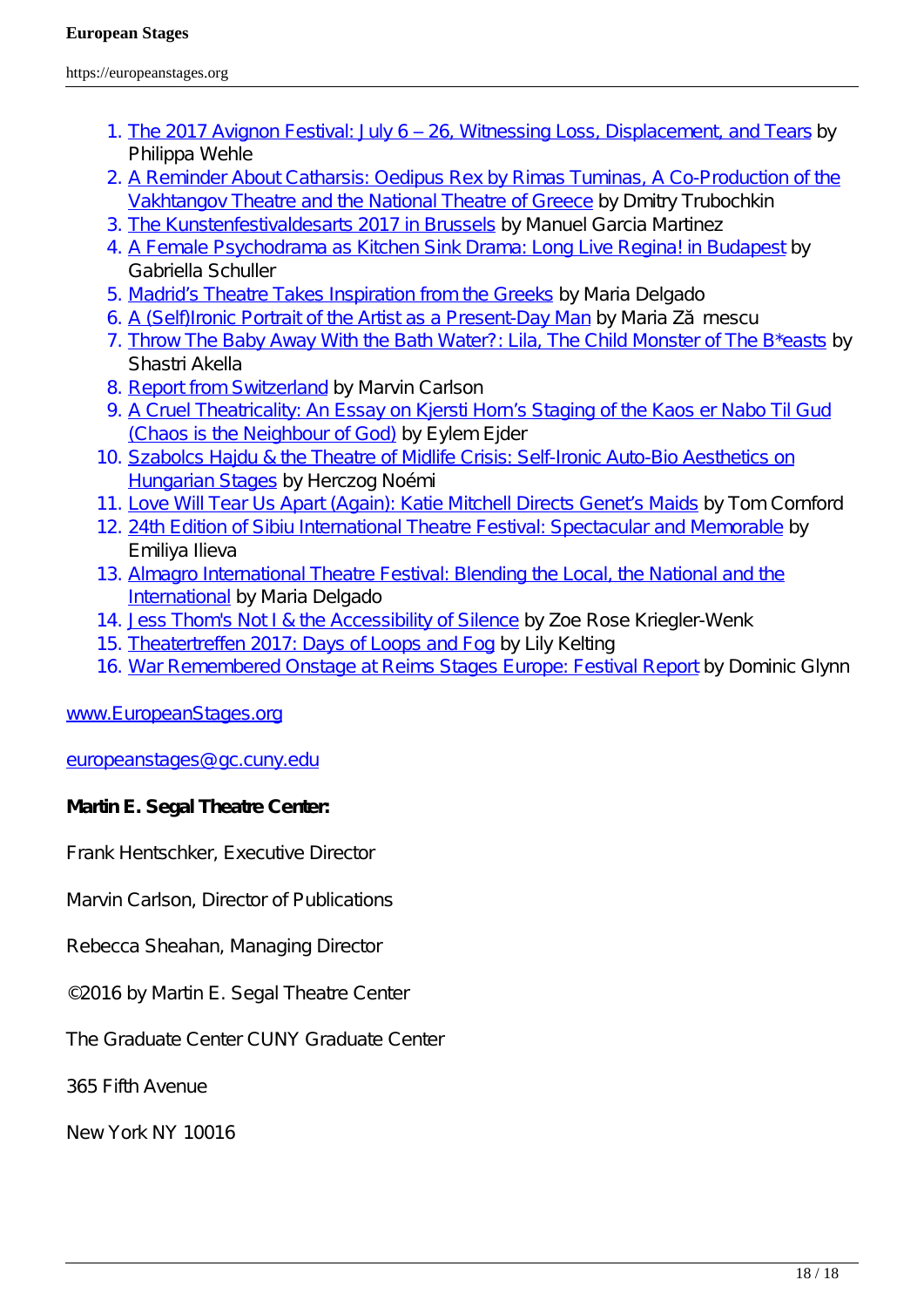1. The 2017 Avignon Festival: July 6 – 26, Witnessing Loss, Displacement, and Tears by Philippa Wehle
2. A Reminder About Catharsis: Oedipus Rex by Rimas Tuminas, A Co-Production of the Vakhtangov Theatre and the National Theatre of Greece by Dmitry Trubochkin
3. The Kunstenfestivaldesarts 2017 in Brussels by Manuel Garcia Martinez
4. A Female Psychodrama as Kitchen Sink Drama: Long Live Regina! in Budapest by Gabriella Schuller
5. Madrid's Theatre Takes Inspiration from the Greeks by Maria Delgado
6. A (Self)Ironic Portrait of the Artist as a Present-Day Man by Maria Zărnescu
7. Throw The Baby Away With the Bath Water?: Lila, The Child Monster of The B*easts by Shastri Akella
8. Report from Switzerland by Marvin Carlson
9. A Cruel Theatricality: An Essay on Kjersti Horn's Staging of the Kaos er Nabo Til Gud (Chaos is the Neighbour of God) by Eylem Ejder
10. Szabolcs Hajdu & the Theatre of Midlife Crisis: Self-Ironic Auto-Bio Aesthetics on Hungarian Stages by Herczog Noémi
11. Love Will Tear Us Apart (Again): Katie Mitchell Directs Genet's Maids by Tom Cornford
12. 24th Edition of Sibiu International Theatre Festival: Spectacular and Memorable by Emiliya Ilieva
13. Almagro International Theatre Festival: Blending the Local, the National and the International by Maria Delgado
14. Jess Thom's Not I & the Accessibility of Silence by Zoe Rose Kriegler-Wenk
15. Theatertreffen 2017: Days of Loops and Fog by Lily Kelting
16. War Remembered Onstage at Reims Stages Europe: Festival Report by Dominic Glynn

www.EuropeanStages.org

europeanstages@gc.cuny.edu

**Martin E. Segal Theatre Center:**

Frank Hentschker, Executive Director

Marvin Carlson, Director of Publications

Rebecca Sheahan, Managing Director

©2016 by Martin E. Segal Theatre Center

The Graduate Center CUNY Graduate Center

365 Fifth Avenue

New York NY 10016